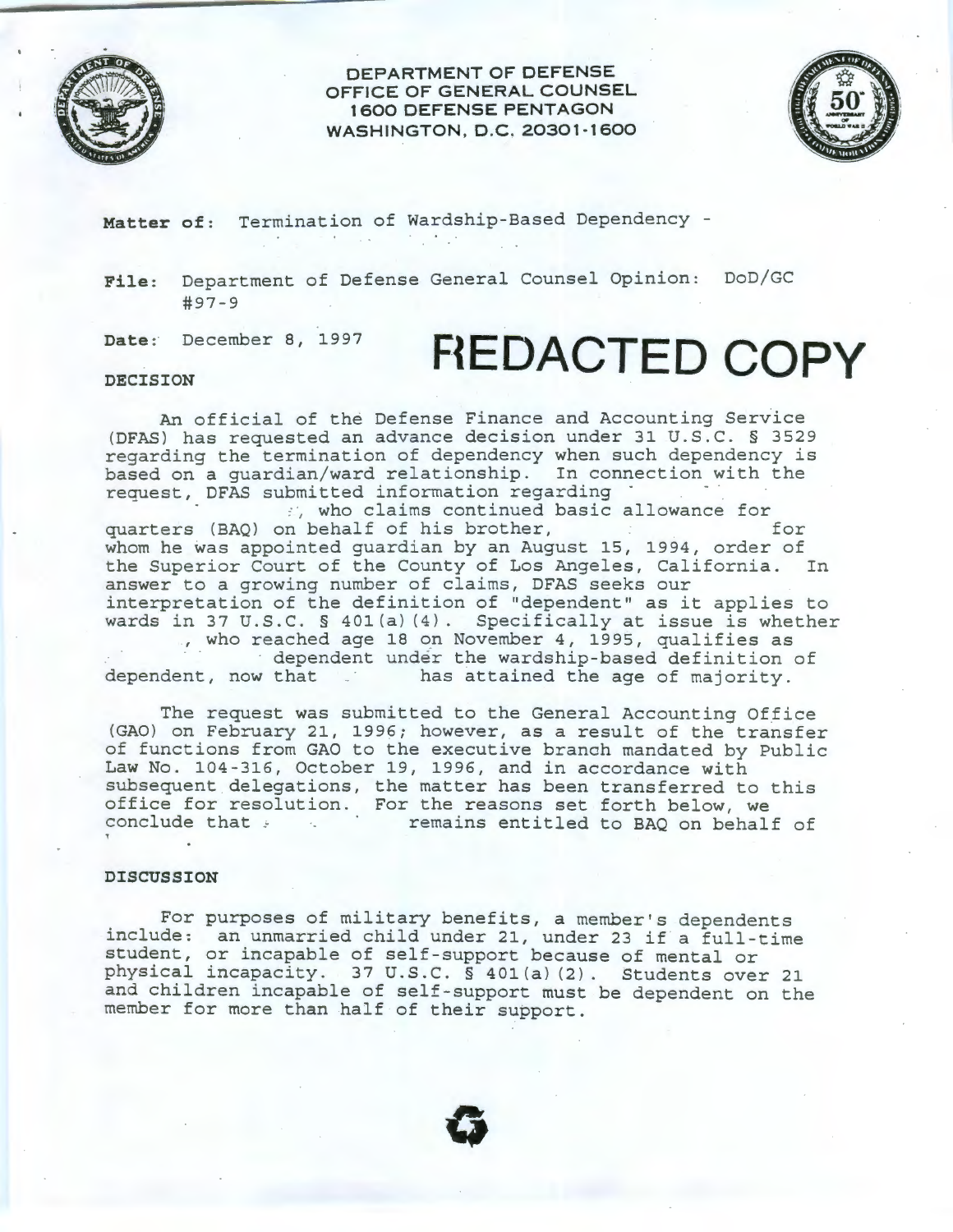**DEPARTMENT OF DEFENSE**
**OFFICE OF GENERAL COUNSEL**
**1600 DEFENSE PENTAGON**
**WASHINGTON, D.C. 20301-1600**

**Matter of:** Termination of Wardship-Based Dependency -

**File:** Department of Defense General Counsel Opinion: DoD/GC #97-9

**Date:** December 8, 1997

# REDACTED COPY

**DECISION**

An official of the Defense Finance and Accounting Service (DFAS) has requested an advance decision under 31 U.S.C. § 3529 regarding the termination of dependency when such dependency is based on a guardian/ward relationship. In connection with the request, DFAS submitted information regarding , who claims continued basic allowance for quarters (BAQ) on behalf of his brother, for whom he was appointed guardian by an August 15, 1994, order of the Superior Court of the County of Los Angeles, California. In answer to a growing number of claims, DFAS seeks our interpretation of the definition of "dependent" as it applies to wards in 37 U.S.C. § 401(a)(4). Specifically at issue is whether , who reached age 18 on November 4, 1995, qualifies as dependent under the wardship-based definition of dependent, now that has attained the age of majority.

The request was submitted to the General Accounting Office (GAO) on February 21, 1996; however, as a result of the transfer of functions from GAO to the executive branch mandated by Public Law No. 104-316, October 19, 1996, and in accordance with subsequent delegations, the matter has been transferred to this office for resolution. For the reasons set forth below, we conclude that remains entitled to BAQ on behalf of

**DISCUSSION**

For purposes of military benefits, a member's dependents include: an unmarried child under 21, under 23 if a full-time student, or incapable of self-support because of mental or physical incapacity. 37 U.S.C. § 401(a)(2). Students over 21 and children incapable of self-support must be dependent on the member for more than half of their support.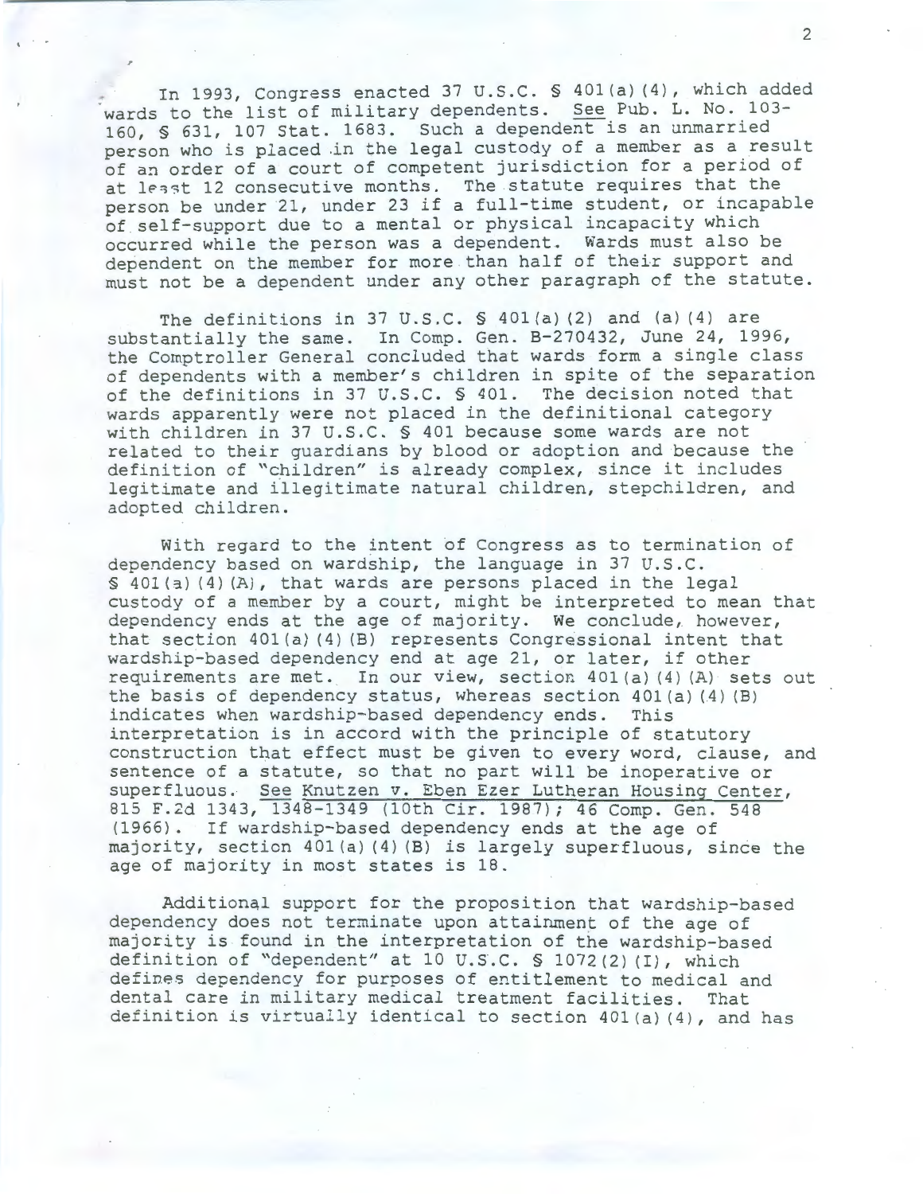In 1993, Congress enacted 37 U.S.C. § 401(a)(4), which added wards to the list of military dependents. See Pub. L. No. 103-160, § 631, 107 Stat. 1683. Such a dependent is an unmarried person who is placed in the legal custody of a member as a result of an order of a court of competent jurisdiction for a period of at least 12 consecutive months. The statute requires that the person be under 21, under 23 if a full-time student, or incapable of self-support due to a mental or physical incapacity which occurred while the person was a dependent. Wards must also be dependent on the member for more than half of their support and must not be a dependent under any other paragraph of the statute.

The definitions in 37 U.S.C. § 401(a)(2) and (a)(4) are substantially the same. In Comp. Gen. B-270432, June 24, 1996, the Comptroller General concluded that wards form a single class of dependents with a member's children in spite of the separation of the definitions in 37 U.S.C. § 401. The decision noted that wards apparently were not placed in the definitional category with children in 37 U.S.C. § 401 because some wards are not related to their guardians by blood or adoption and because the definition of "children" is already complex, since it includes legitimate and illegitimate natural children, stepchildren, and adopted children.

With regard to the intent of Congress as to termination of dependency based on wardship, the language in 37 U.S.C. § 401(a)(4)(A), that wards are persons placed in the legal custody of a member by a court, might be interpreted to mean that dependency ends at the age of majority. We conclude, however, that section 401(a)(4)(B) represents Congressional intent that wardship-based dependency end at age 21, or later, if other requirements are met. In our view, section 401(a)(4)(A) sets out the basis of dependency status, whereas section 401(a)(4)(B) indicates when wardship-based dependency ends. This interpretation is in accord with the principle of statutory construction that effect must be given to every word, clause, and sentence of a statute, so that no part will be inoperative or superfluous. See Knutzen v. Eben Ezer Lutheran Housing Center, 815 F.2d 1343, 1348-1349 (10th Cir. 1987); 46 Comp. Gen. 548 (1966). If wardship-based dependency ends at the age of majority, section 401(a)(4)(B) is largely superfluous, since the age of majority in most states is 18.

Additional support for the proposition that wardship-based dependency does not terminate upon attainment of the age of majority is found in the interpretation of the wardship-based definition of "dependent" at 10 U.S.C. § 1072(2)(I), which defines dependency for purposes of entitlement to medical and dental care in military medical treatment facilities. That definition is virtually identical to section 401(a)(4), and has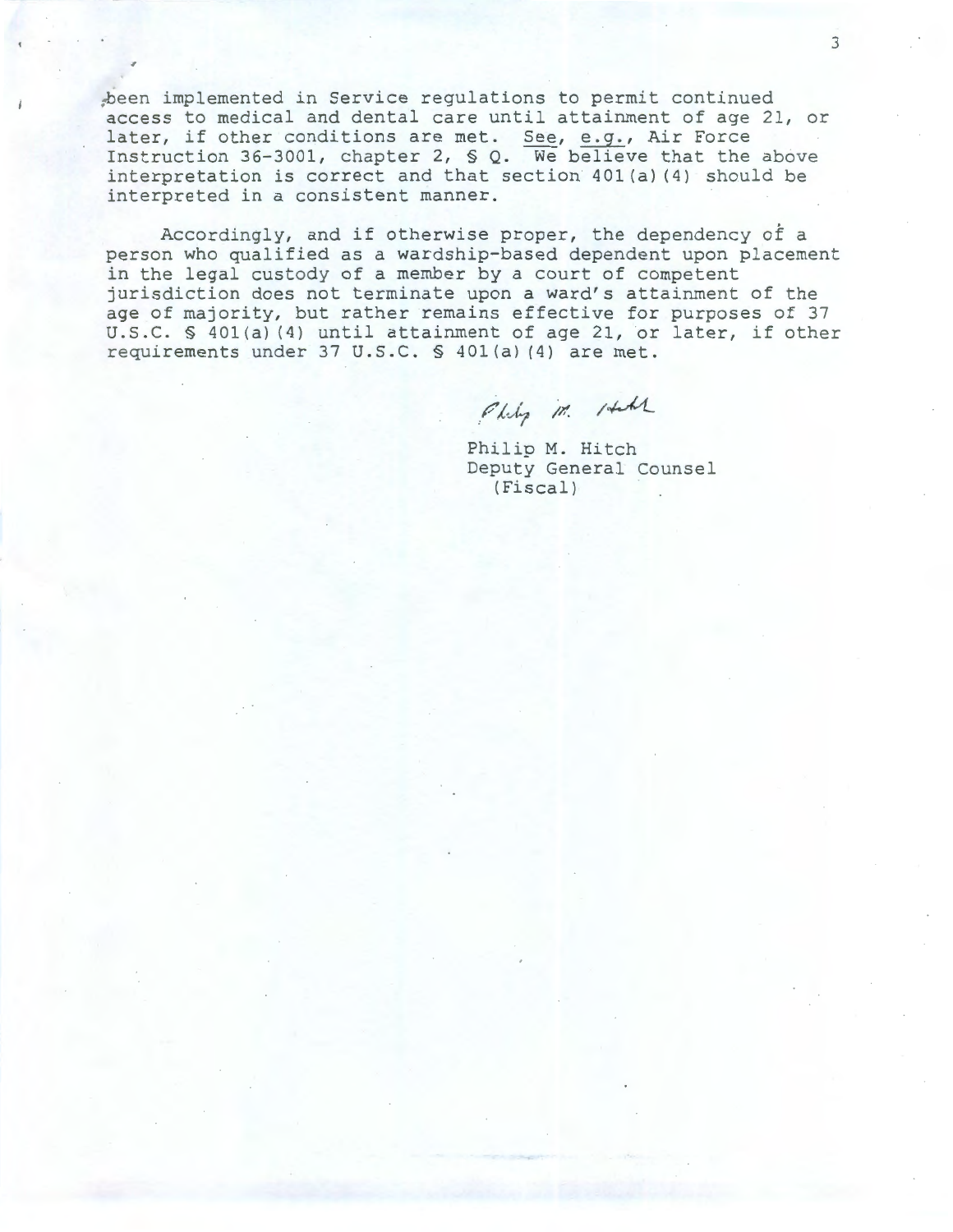been implemented in Service regulations to permit continued access to medical and dental care until attainment of age 21, or later, if other conditions are met. See, e.g., Air Force Instruction 36-3001, chapter 2, § Q. We believe that the above interpretation is correct and that section 401(a)(4) should be interpreted in a consistent manner.

Accordingly, and if otherwise proper, the dependency of a person who qualified as a wardship-based dependent upon placement in the legal custody of a member by a court of competent jurisdiction does not terminate upon a ward's attainment of the age of majority, but rather remains effective for purposes of 37 U.S.C. § 401(a)(4) until attainment of age 21, or later, if other requirements under 37 U.S.C. § 401(a)(4) are met.

Philip M. Hitch
Deputy General Counsel
(Fiscal)